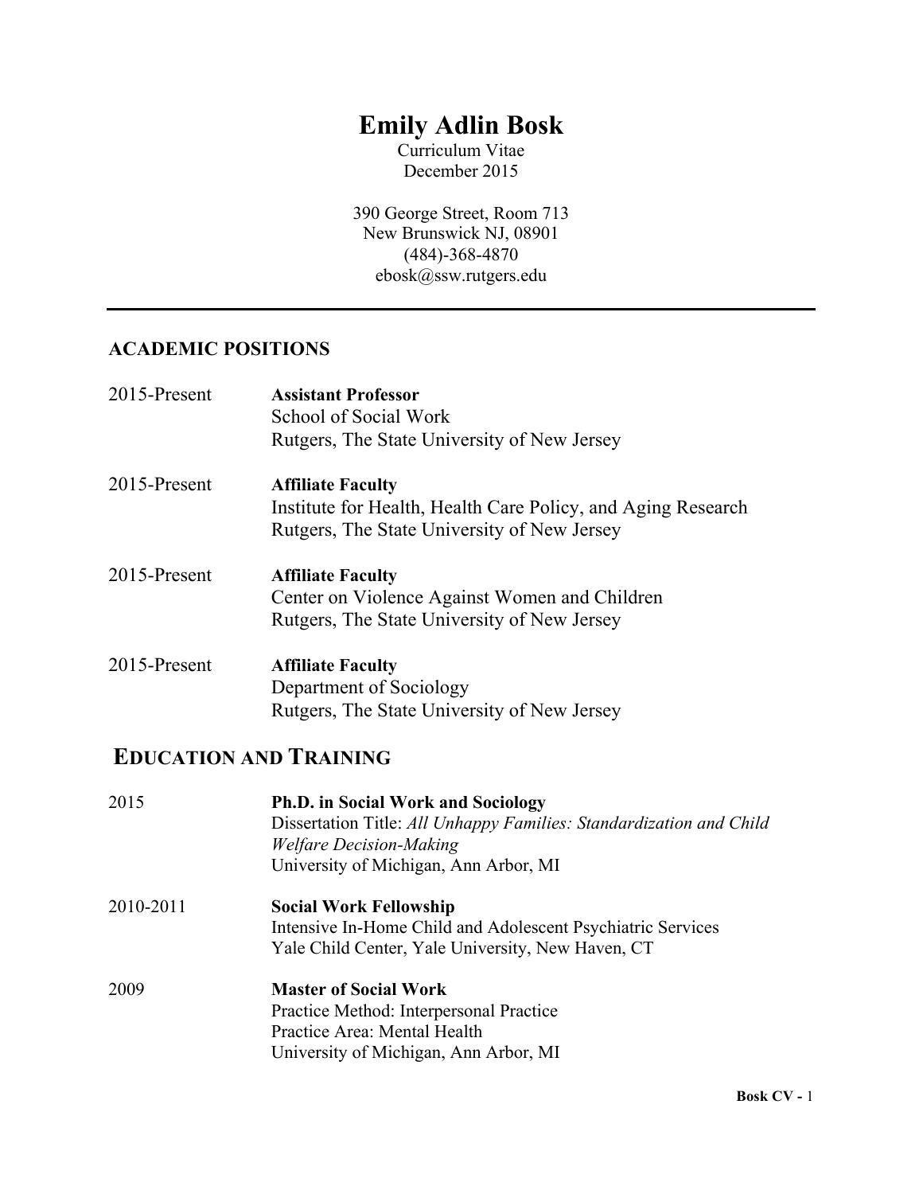# Emily Adlin Bosk

Curriculum Vitae
December 2015

390 George Street, Room 713
New Brunswick NJ, 08901
(484)-368-4870
ebosk@ssw.rutgers.edu

---

## ACADEMIC POSITIONS

2015-Present **Assistant Professor**
School of Social Work
Rutgers, The State University of New Jersey

2015-Present **Affiliate Faculty**
Institute for Health, Health Care Policy, and Aging Research
Rutgers, The State University of New Jersey

2015-Present **Affiliate Faculty**
Center on Violence Against Women and Children
Rutgers, The State University of New Jersey

2015-Present **Affiliate Faculty**
Department of Sociology
Rutgers, The State University of New Jersey

## EDUCATION AND TRAINING

2015 **Ph.D. in Social Work and Sociology**
Dissertation Title: *All Unhappy Families: Standardization and Child Welfare Decision-Making*
University of Michigan, Ann Arbor, MI

2010-2011 **Social Work Fellowship**
Intensive In-Home Child and Adolescent Psychiatric Services
Yale Child Center, Yale University, New Haven, CT

2009 **Master of Social Work**
Practice Method: Interpersonal Practice
Practice Area: Mental Health
University of Michigan, Ann Arbor, MI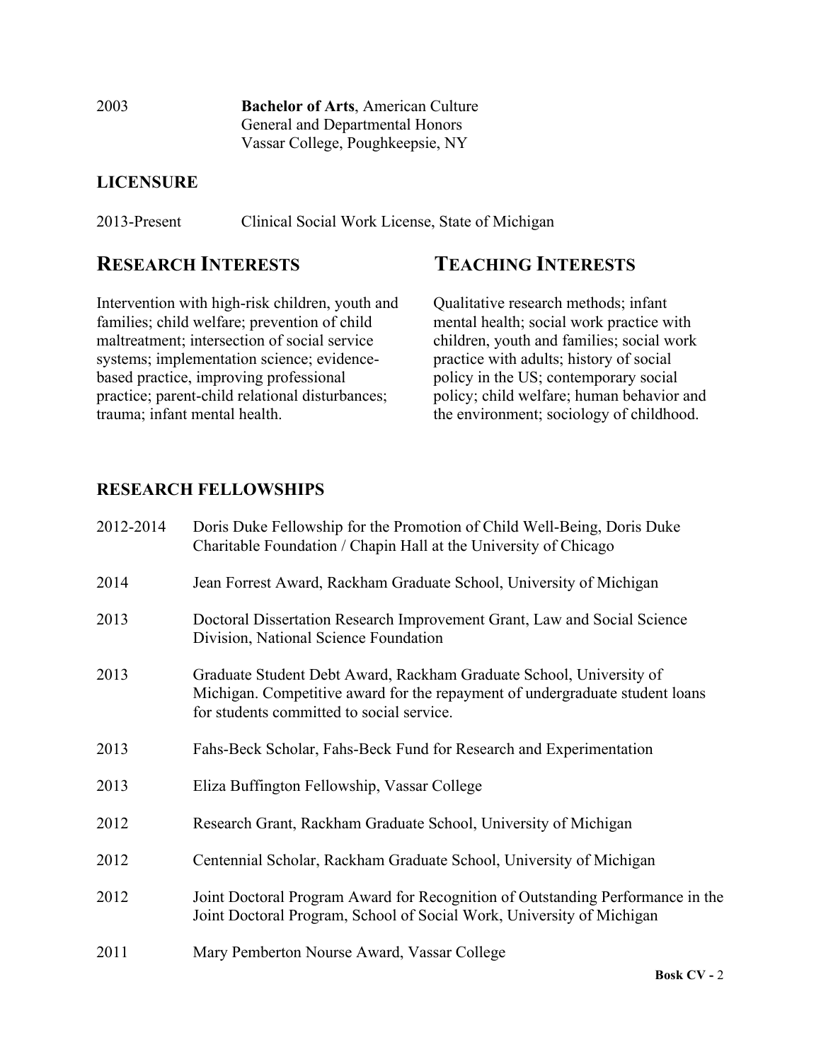2003 **Bachelor of Arts**, American Culture
General and Departmental Honors
Vassar College, Poughkeepsie, NY

## LICENSURE

2013-Present Clinical Social Work License, State of Michigan

## RESEARCH INTERESTS

Intervention with high-risk children, youth and families; child welfare; prevention of child maltreatment; intersection of social service systems; implementation science; evidence-based practice, improving professional practice; parent-child relational disturbances; trauma; infant mental health.

## TEACHING INTERESTS

Qualitative research methods; infant mental health; social work practice with children, youth and families; social work practice with adults; history of social policy in the US; contemporary social policy; child welfare; human behavior and the environment; sociology of childhood.

## RESEARCH FELLOWSHIPS

2012-2014 Doris Duke Fellowship for the Promotion of Child Well-Being, Doris Duke Charitable Foundation / Chapin Hall at the University of Chicago

2014 Jean Forrest Award, Rackham Graduate School, University of Michigan

2013 Doctoral Dissertation Research Improvement Grant, Law and Social Science Division, National Science Foundation

2013 Graduate Student Debt Award, Rackham Graduate School, University of Michigan. Competitive award for the repayment of undergraduate student loans for students committed to social service.

2013 Fahs-Beck Scholar, Fahs-Beck Fund for Research and Experimentation

2013 Eliza Buffington Fellowship, Vassar College

2012 Research Grant, Rackham Graduate School, University of Michigan

2012 Centennial Scholar, Rackham Graduate School, University of Michigan

2012 Joint Doctoral Program Award for Recognition of Outstanding Performance in the Joint Doctoral Program, School of Social Work, University of Michigan

2011 Mary Pemberton Nourse Award, Vassar College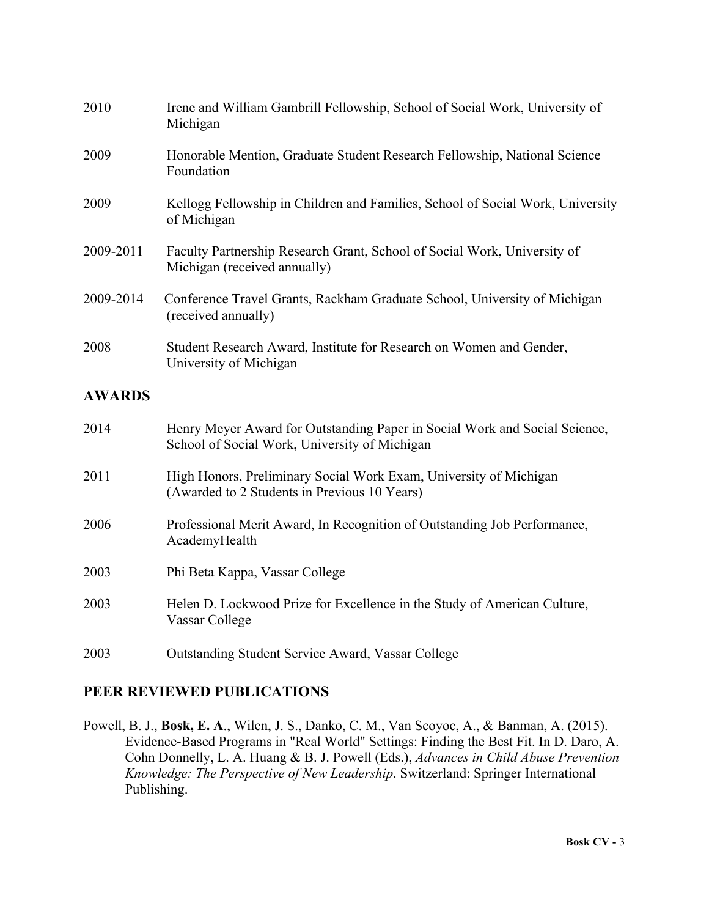2010 Irene and William Gambrill Fellowship, School of Social Work, University of Michigan

2009 Honorable Mention, Graduate Student Research Fellowship, National Science Foundation

2009 Kellogg Fellowship in Children and Families, School of Social Work, University of Michigan

2009-2011 Faculty Partnership Research Grant, School of Social Work, University of Michigan (received annually)

2009-2014 Conference Travel Grants, Rackham Graduate School, University of Michigan (received annually)

2008 Student Research Award, Institute for Research on Women and Gender, University of Michigan

## AWARDS

2014 Henry Meyer Award for Outstanding Paper in Social Work and Social Science, School of Social Work, University of Michigan

2011 High Honors, Preliminary Social Work Exam, University of Michigan (Awarded to 2 Students in Previous 10 Years)

2006 Professional Merit Award, In Recognition of Outstanding Job Performance, AcademyHealth

2003 Phi Beta Kappa, Vassar College

2003 Helen D. Lockwood Prize for Excellence in the Study of American Culture, Vassar College

2003 Outstanding Student Service Award, Vassar College

## PEER REVIEWED PUBLICATIONS

Powell, B. J., **Bosk, E. A**., Wilen, J. S., Danko, C. M., Van Scoyoc, A., & Banman, A. (2015). Evidence-Based Programs in "Real World" Settings: Finding the Best Fit. In D. Daro, A. Cohn Donnelly, L. A. Huang & B. J. Powell (Eds.), *Advances in Child Abuse Prevention Knowledge: The Perspective of New Leadership*. Switzerland: Springer International Publishing.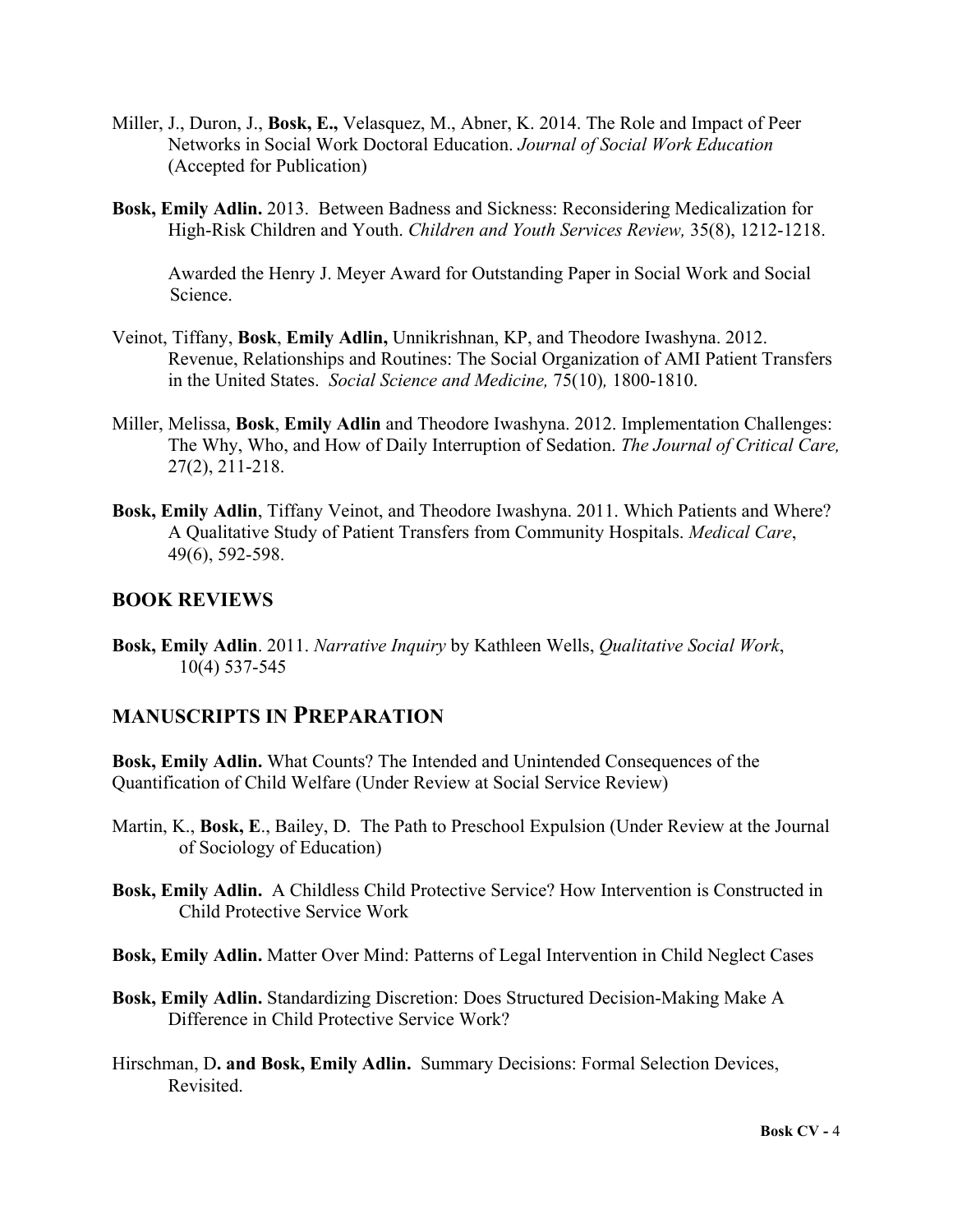Miller, J., Duron, J., **Bosk, E.,** Velasquez, M., Abner, K. 2014. The Role and Impact of Peer Networks in Social Work Doctoral Education. *Journal of Social Work Education* (Accepted for Publication)

**Bosk, Emily Adlin.** 2013. Between Badness and Sickness: Reconsidering Medicalization for High-Risk Children and Youth. *Children and Youth Services Review,* 35(8), 1212-1218.

Awarded the Henry J. Meyer Award for Outstanding Paper in Social Work and Social Science.

Veinot, Tiffany, **Bosk**, **Emily Adlin,** Unnikrishnan, KP, and Theodore Iwashyna. 2012. Revenue, Relationships and Routines: The Social Organization of AMI Patient Transfers in the United States. *Social Science and Medicine,* 75(10)*,* 1800-1810.

Miller, Melissa, **Bosk**, **Emily Adlin** and Theodore Iwashyna. 2012. Implementation Challenges: The Why, Who, and How of Daily Interruption of Sedation. *The Journal of Critical Care,* 27(2), 211-218.

**Bosk, Emily Adlin**, Tiffany Veinot, and Theodore Iwashyna. 2011. Which Patients and Where? A Qualitative Study of Patient Transfers from Community Hospitals. *Medical Care*, 49(6), 592-598.

## BOOK REVIEWS

**Bosk, Emily Adlin**. 2011. *Narrative Inquiry* by Kathleen Wells, *Qualitative Social Work*, 10(4) 537-545

## MANUSCRIPTS IN PREPARATION

**Bosk, Emily Adlin.** What Counts? The Intended and Unintended Consequences of the Quantification of Child Welfare (Under Review at Social Service Review)

Martin, K., **Bosk, E**., Bailey, D. The Path to Preschool Expulsion (Under Review at the Journal of Sociology of Education)

**Bosk, Emily Adlin.** A Childless Child Protective Service? How Intervention is Constructed in Child Protective Service Work

**Bosk, Emily Adlin.** Matter Over Mind: Patterns of Legal Intervention in Child Neglect Cases

**Bosk, Emily Adlin.** Standardizing Discretion: Does Structured Decision-Making Make A Difference in Child Protective Service Work?

Hirschman, D**. and Bosk, Emily Adlin.** Summary Decisions: Formal Selection Devices, Revisited.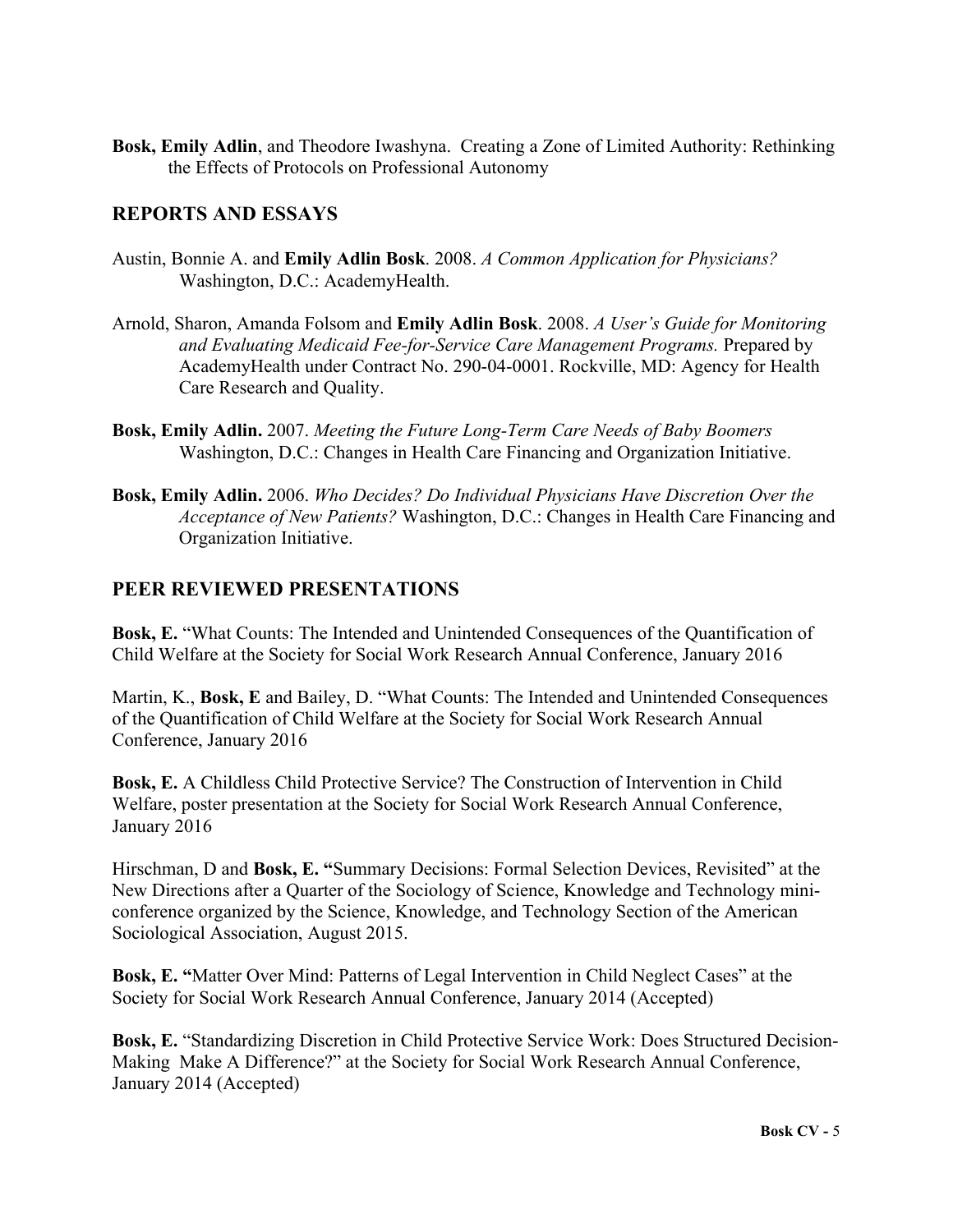**Bosk, Emily Adlin**, and Theodore Iwashyna. Creating a Zone of Limited Authority: Rethinking the Effects of Protocols on Professional Autonomy

## REPORTS AND ESSAYS

Austin, Bonnie A. and **Emily Adlin Bosk**. 2008. *A Common Application for Physicians?* Washington, D.C.: AcademyHealth.

Arnold, Sharon, Amanda Folsom and **Emily Adlin Bosk**. 2008. *A User's Guide for Monitoring and Evaluating Medicaid Fee-for-Service Care Management Programs.* Prepared by AcademyHealth under Contract No. 290-04-0001. Rockville, MD: Agency for Health Care Research and Quality.

**Bosk, Emily Adlin.** 2007. *Meeting the Future Long-Term Care Needs of Baby Boomers* Washington, D.C.: Changes in Health Care Financing and Organization Initiative.

**Bosk, Emily Adlin.** 2006. *Who Decides? Do Individual Physicians Have Discretion Over the Acceptance of New Patients?* Washington, D.C.: Changes in Health Care Financing and Organization Initiative.

## PEER REVIEWED PRESENTATIONS

**Bosk, E.** "What Counts: The Intended and Unintended Consequences of the Quantification of Child Welfare at the Society for Social Work Research Annual Conference, January 2016

Martin, K., **Bosk, E** and Bailey, D. "What Counts: The Intended and Unintended Consequences of the Quantification of Child Welfare at the Society for Social Work Research Annual Conference, January 2016

**Bosk, E.** A Childless Child Protective Service? The Construction of Intervention in Child Welfare, poster presentation at the Society for Social Work Research Annual Conference, January 2016

Hirschman, D and **Bosk, E. "**Summary Decisions: Formal Selection Devices, Revisited" at the New Directions after a Quarter of the Sociology of Science, Knowledge and Technology mini-conference organized by the Science, Knowledge, and Technology Section of the American Sociological Association, August 2015.

**Bosk, E. "**Matter Over Mind: Patterns of Legal Intervention in Child Neglect Cases" at the Society for Social Work Research Annual Conference, January 2014 (Accepted)

**Bosk, E.** "Standardizing Discretion in Child Protective Service Work: Does Structured Decision-Making Make A Difference?" at the Society for Social Work Research Annual Conference, January 2014 (Accepted)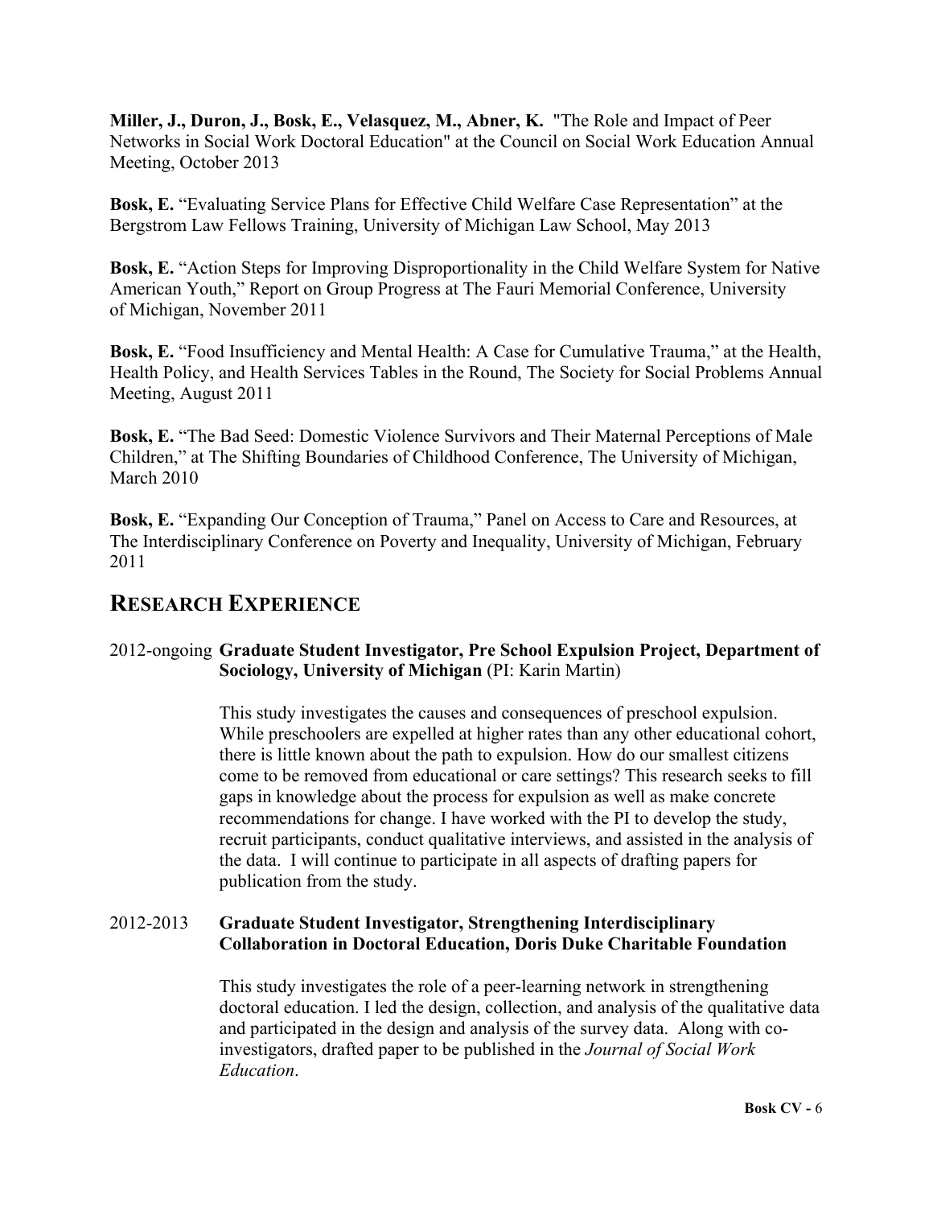**Miller, J., Duron, J., Bosk, E., Velasquez, M., Abner, K.** "The Role and Impact of Peer Networks in Social Work Doctoral Education" at the Council on Social Work Education Annual Meeting, October 2013

**Bosk, E.** "Evaluating Service Plans for Effective Child Welfare Case Representation" at the Bergstrom Law Fellows Training, University of Michigan Law School, May 2013

**Bosk, E.** "Action Steps for Improving Disproportionality in the Child Welfare System for Native American Youth," Report on Group Progress at The Fauri Memorial Conference, University of Michigan, November 2011

**Bosk, E.** "Food Insufficiency and Mental Health: A Case for Cumulative Trauma," at the Health, Health Policy, and Health Services Tables in the Round, The Society for Social Problems Annual Meeting, August 2011

**Bosk, E.** "The Bad Seed: Domestic Violence Survivors and Their Maternal Perceptions of Male Children," at The Shifting Boundaries of Childhood Conference, The University of Michigan, March 2010

**Bosk, E.** "Expanding Our Conception of Trauma," Panel on Access to Care and Resources, at The Interdisciplinary Conference on Poverty and Inequality, University of Michigan, February 2011

## RESEARCH EXPERIENCE

2012-ongoing **Graduate Student Investigator, Pre School Expulsion Project, Department of Sociology, University of Michigan** (PI: Karin Martin)

This study investigates the causes and consequences of preschool expulsion. While preschoolers are expelled at higher rates than any other educational cohort, there is little known about the path to expulsion. How do our smallest citizens come to be removed from educational or care settings? This research seeks to fill gaps in knowledge about the process for expulsion as well as make concrete recommendations for change. I have worked with the PI to develop the study, recruit participants, conduct qualitative interviews, and assisted in the analysis of the data. I will continue to participate in all aspects of drafting papers for publication from the study.

2012-2013 **Graduate Student Investigator, Strengthening Interdisciplinary Collaboration in Doctoral Education, Doris Duke Charitable Foundation**

This study investigates the role of a peer-learning network in strengthening doctoral education. I led the design, collection, and analysis of the qualitative data and participated in the design and analysis of the survey data. Along with co-investigators, drafted paper to be published in the *Journal of Social Work Education*.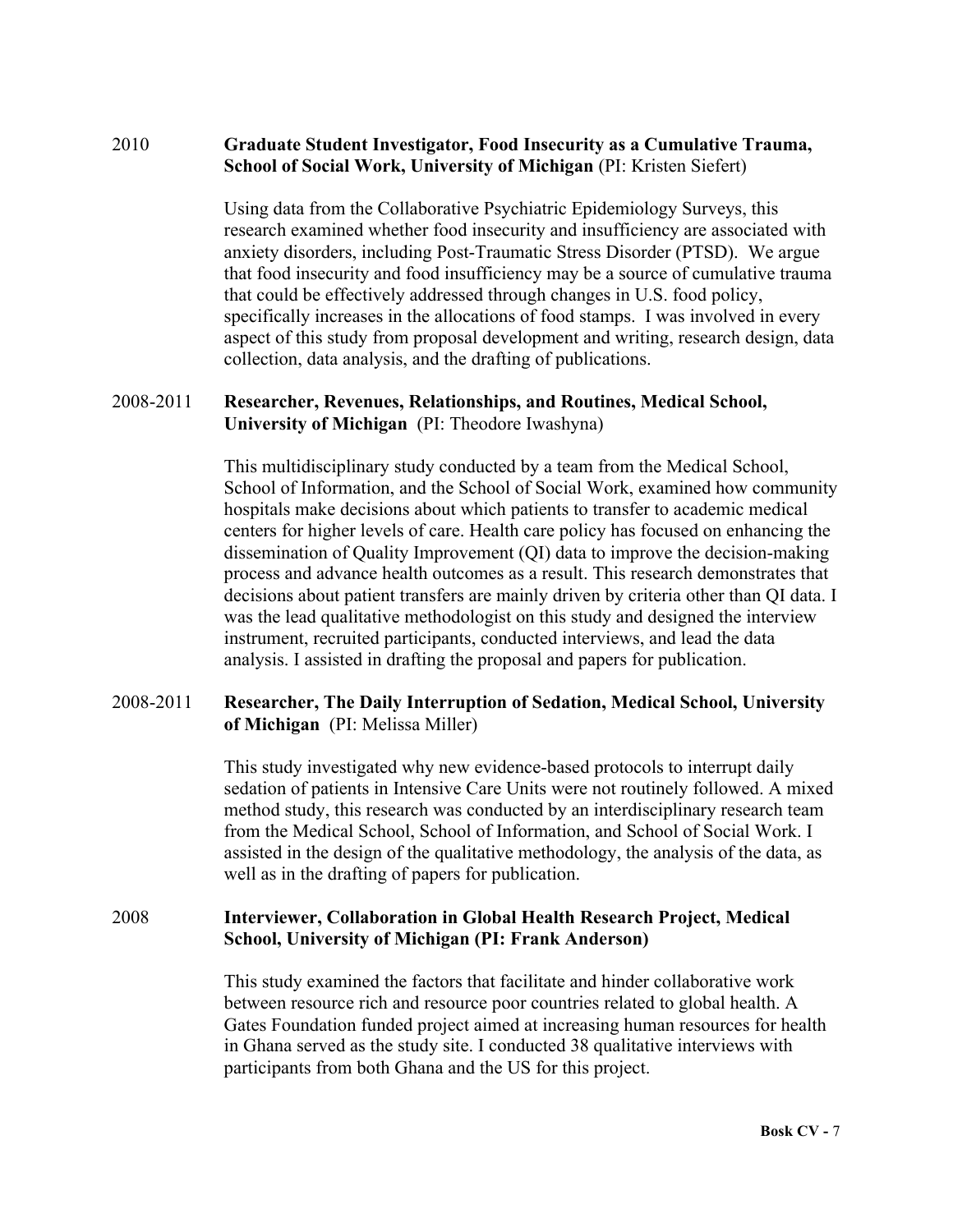2010 **Graduate Student Investigator, Food Insecurity as a Cumulative Trauma, School of Social Work, University of Michigan** (PI: Kristen Siefert)

Using data from the Collaborative Psychiatric Epidemiology Surveys, this research examined whether food insecurity and insufficiency are associated with anxiety disorders, including Post-Traumatic Stress Disorder (PTSD). We argue that food insecurity and food insufficiency may be a source of cumulative trauma that could be effectively addressed through changes in U.S. food policy, specifically increases in the allocations of food stamps. I was involved in every aspect of this study from proposal development and writing, research design, data collection, data analysis, and the drafting of publications.

2008-2011 **Researcher, Revenues, Relationships, and Routines, Medical School, University of Michigan** (PI: Theodore Iwashyna)

This multidisciplinary study conducted by a team from the Medical School, School of Information, and the School of Social Work, examined how community hospitals make decisions about which patients to transfer to academic medical centers for higher levels of care. Health care policy has focused on enhancing the dissemination of Quality Improvement (QI) data to improve the decision-making process and advance health outcomes as a result. This research demonstrates that decisions about patient transfers are mainly driven by criteria other than QI data. I was the lead qualitative methodologist on this study and designed the interview instrument, recruited participants, conducted interviews, and lead the data analysis. I assisted in drafting the proposal and papers for publication.

2008-2011 **Researcher, The Daily Interruption of Sedation, Medical School, University of Michigan** (PI: Melissa Miller)

This study investigated why new evidence-based protocols to interrupt daily sedation of patients in Intensive Care Units were not routinely followed. A mixed method study, this research was conducted by an interdisciplinary research team from the Medical School, School of Information, and School of Social Work. I assisted in the design of the qualitative methodology, the analysis of the data, as well as in the drafting of papers for publication.

2008 **Interviewer, Collaboration in Global Health Research Project, Medical School, University of Michigan (PI: Frank Anderson)**

This study examined the factors that facilitate and hinder collaborative work between resource rich and resource poor countries related to global health. A Gates Foundation funded project aimed at increasing human resources for health in Ghana served as the study site. I conducted 38 qualitative interviews with participants from both Ghana and the US for this project.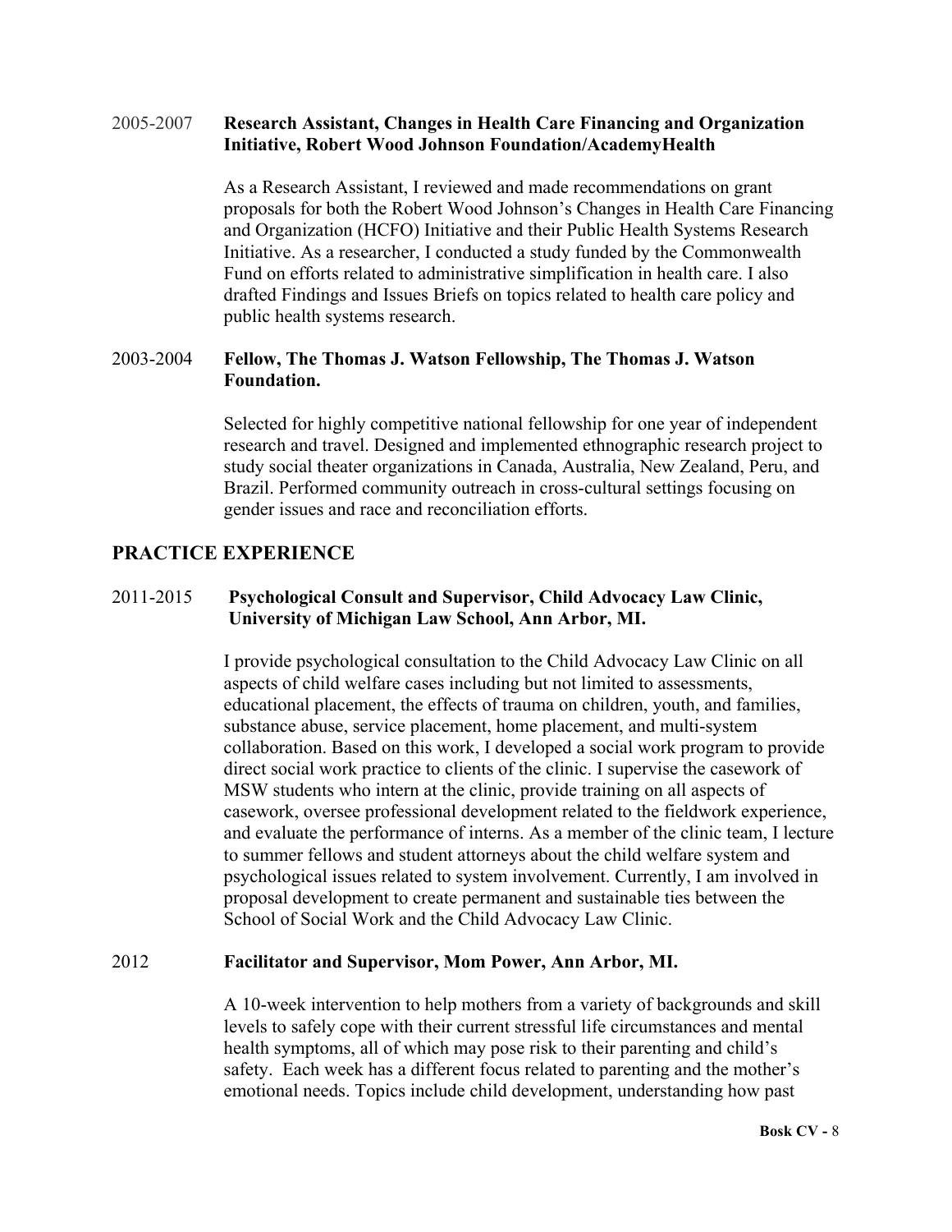2005-2007 **Research Assistant, Changes in Health Care Financing and Organization Initiative, Robert Wood Johnson Foundation/AcademyHealth**

As a Research Assistant, I reviewed and made recommendations on grant proposals for both the Robert Wood Johnson's Changes in Health Care Financing and Organization (HCFO) Initiative and their Public Health Systems Research Initiative. As a researcher, I conducted a study funded by the Commonwealth Fund on efforts related to administrative simplification in health care. I also drafted Findings and Issues Briefs on topics related to health care policy and public health systems research.

2003-2004 **Fellow, The Thomas J. Watson Fellowship, The Thomas J. Watson Foundation.**

Selected for highly competitive national fellowship for one year of independent research and travel. Designed and implemented ethnographic research project to study social theater organizations in Canada, Australia, New Zealand, Peru, and Brazil. Performed community outreach in cross-cultural settings focusing on gender issues and race and reconciliation efforts.

## PRACTICE EXPERIENCE

2011-2015 **Psychological Consult and Supervisor, Child Advocacy Law Clinic, University of Michigan Law School, Ann Arbor, MI.**

I provide psychological consultation to the Child Advocacy Law Clinic on all aspects of child welfare cases including but not limited to assessments, educational placement, the effects of trauma on children, youth, and families, substance abuse, service placement, home placement, and multi-system collaboration. Based on this work, I developed a social work program to provide direct social work practice to clients of the clinic. I supervise the casework of MSW students who intern at the clinic, provide training on all aspects of casework, oversee professional development related to the fieldwork experience, and evaluate the performance of interns. As a member of the clinic team, I lecture to summer fellows and student attorneys about the child welfare system and psychological issues related to system involvement. Currently, I am involved in proposal development to create permanent and sustainable ties between the School of Social Work and the Child Advocacy Law Clinic.

2012 **Facilitator and Supervisor, Mom Power, Ann Arbor, MI.**

A 10-week intervention to help mothers from a variety of backgrounds and skill levels to safely cope with their current stressful life circumstances and mental health symptoms, all of which may pose risk to their parenting and child's safety. Each week has a different focus related to parenting and the mother's emotional needs. Topics include child development, understanding how past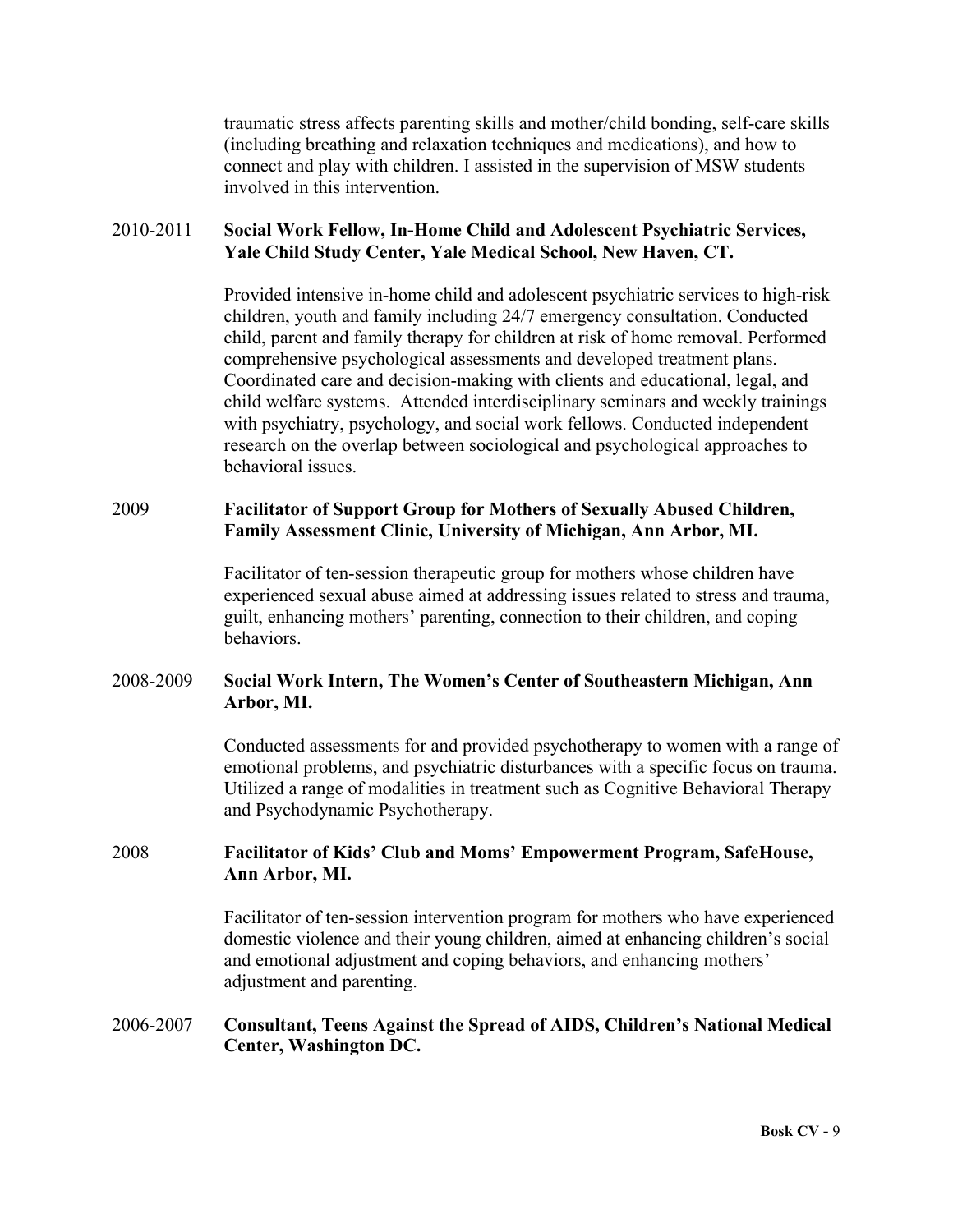traumatic stress affects parenting skills and mother/child bonding, self-care skills (including breathing and relaxation techniques and medications), and how to connect and play with children. I assisted in the supervision of MSW students involved in this intervention.

2010-2011 **Social Work Fellow, In-Home Child and Adolescent Psychiatric Services, Yale Child Study Center, Yale Medical School, New Haven, CT.**

Provided intensive in-home child and adolescent psychiatric services to high-risk children, youth and family including 24/7 emergency consultation. Conducted child, parent and family therapy for children at risk of home removal. Performed comprehensive psychological assessments and developed treatment plans. Coordinated care and decision-making with clients and educational, legal, and child welfare systems. Attended interdisciplinary seminars and weekly trainings with psychiatry, psychology, and social work fellows. Conducted independent research on the overlap between sociological and psychological approaches to behavioral issues.

2009 **Facilitator of Support Group for Mothers of Sexually Abused Children, Family Assessment Clinic, University of Michigan, Ann Arbor, MI.**

Facilitator of ten-session therapeutic group for mothers whose children have experienced sexual abuse aimed at addressing issues related to stress and trauma, guilt, enhancing mothers' parenting, connection to their children, and coping behaviors.

2008-2009 **Social Work Intern, The Women's Center of Southeastern Michigan, Ann Arbor, MI.**

Conducted assessments for and provided psychotherapy to women with a range of emotional problems, and psychiatric disturbances with a specific focus on trauma. Utilized a range of modalities in treatment such as Cognitive Behavioral Therapy and Psychodynamic Psychotherapy.

2008 **Facilitator of Kids' Club and Moms' Empowerment Program, SafeHouse, Ann Arbor, MI.**

Facilitator of ten-session intervention program for mothers who have experienced domestic violence and their young children, aimed at enhancing children's social and emotional adjustment and coping behaviors, and enhancing mothers' adjustment and parenting.

2006-2007 **Consultant, Teens Against the Spread of AIDS, Children's National Medical Center, Washington DC.**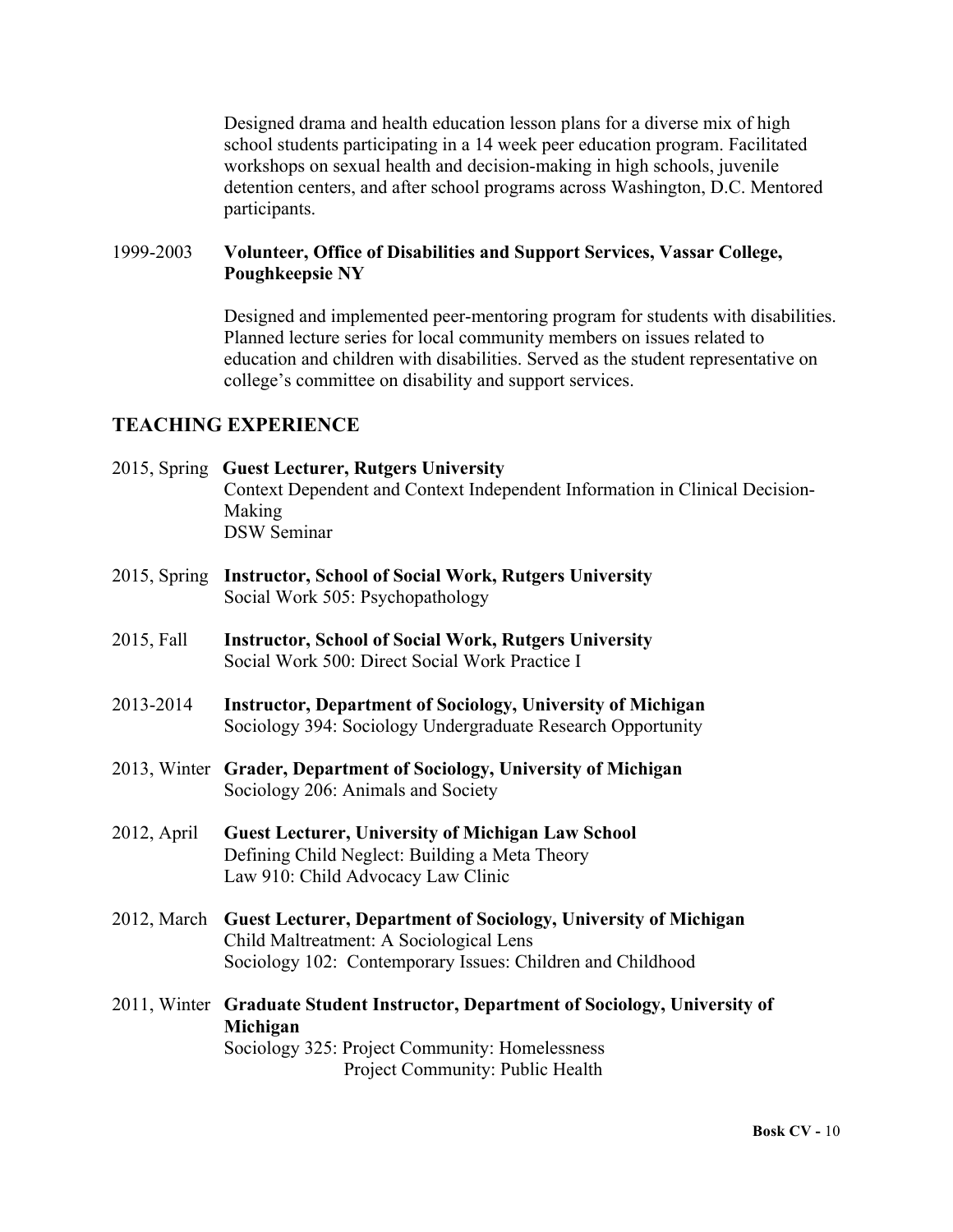Designed drama and health education lesson plans for a diverse mix of high school students participating in a 14 week peer education program. Facilitated workshops on sexual health and decision-making in high schools, juvenile detention centers, and after school programs across Washington, D.C. Mentored participants.

1999-2003 **Volunteer, Office of Disabilities and Support Services, Vassar College, Poughkeepsie NY**

Designed and implemented peer-mentoring program for students with disabilities. Planned lecture series for local community members on issues related to education and children with disabilities. Served as the student representative on college's committee on disability and support services.

## TEACHING EXPERIENCE

2015, Spring **Guest Lecturer, Rutgers University**
Context Dependent and Context Independent Information in Clinical Decision-Making
DSW Seminar

2015, Spring **Instructor, School of Social Work, Rutgers University**
Social Work 505: Psychopathology

2015, Fall **Instructor, School of Social Work, Rutgers University**
Social Work 500: Direct Social Work Practice I

2013-2014 **Instructor, Department of Sociology, University of Michigan**
Sociology 394: Sociology Undergraduate Research Opportunity

2013, Winter **Grader, Department of Sociology, University of Michigan**
Sociology 206: Animals and Society

2012, April **Guest Lecturer, University of Michigan Law School**
Defining Child Neglect: Building a Meta Theory
Law 910: Child Advocacy Law Clinic

2012, March **Guest Lecturer, Department of Sociology, University of Michigan**
Child Maltreatment: A Sociological Lens
Sociology 102: Contemporary Issues: Children and Childhood

2011, Winter **Graduate Student Instructor, Department of Sociology, University of Michigan**
Sociology 325: Project Community: Homelessness
Project Community: Public Health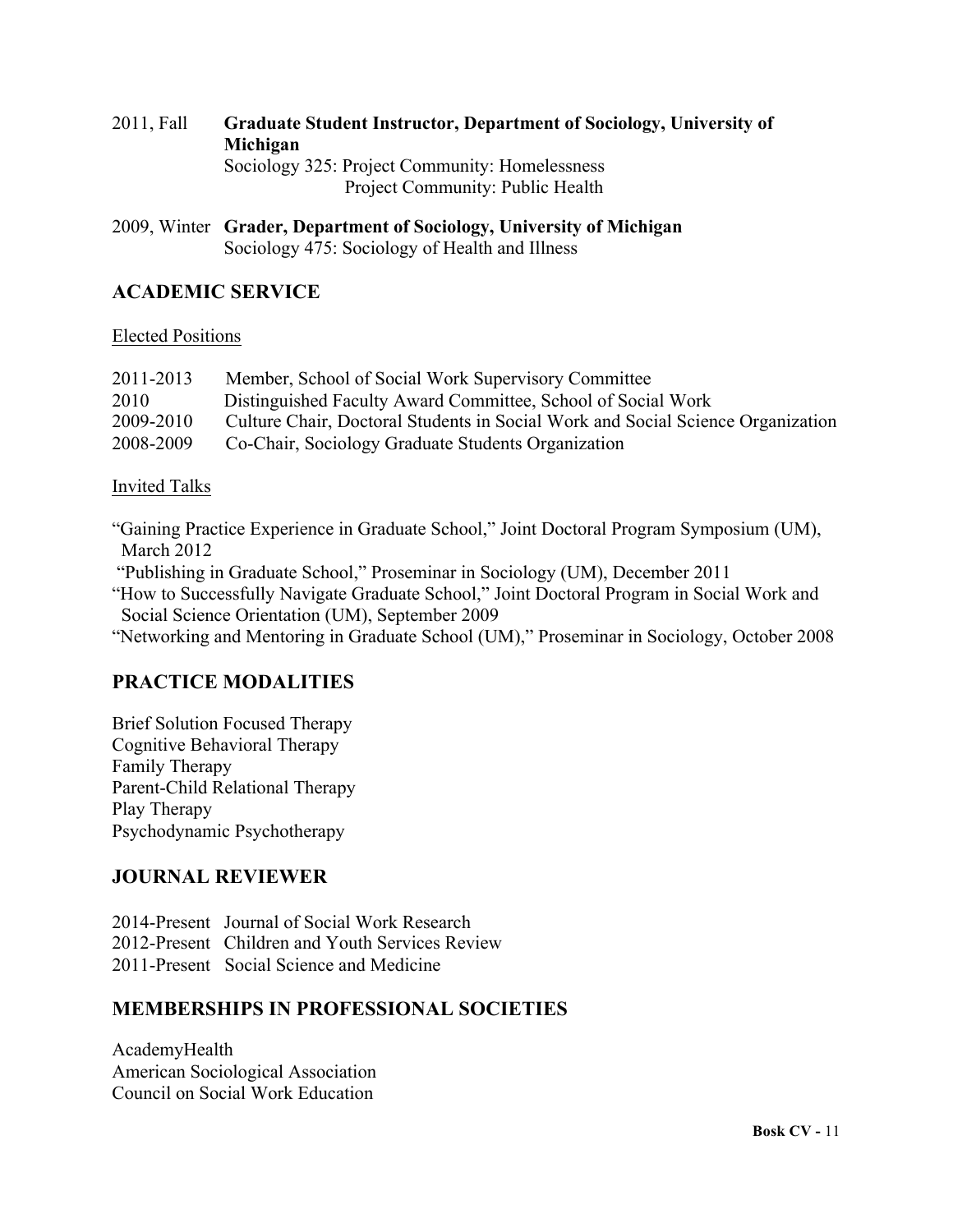2011, Fall **Graduate Student Instructor, Department of Sociology, University of Michigan**
Sociology 325: Project Community: Homelessness
Project Community: Public Health

2009, Winter **Grader, Department of Sociology, University of Michigan**
Sociology 475: Sociology of Health and Illness

## ACADEMIC SERVICE

Elected Positions

2011-2013 Member, School of Social Work Supervisory Committee
2010 Distinguished Faculty Award Committee, School of Social Work
2009-2010 Culture Chair, Doctoral Students in Social Work and Social Science Organization
2008-2009 Co-Chair, Sociology Graduate Students Organization

Invited Talks

"Gaining Practice Experience in Graduate School," Joint Doctoral Program Symposium (UM), March 2012
"Publishing in Graduate School," Proseminar in Sociology (UM), December 2011
"How to Successfully Navigate Graduate School," Joint Doctoral Program in Social Work and Social Science Orientation (UM), September 2009
"Networking and Mentoring in Graduate School (UM)," Proseminar in Sociology, October 2008

## PRACTICE MODALITIES

Brief Solution Focused Therapy
Cognitive Behavioral Therapy
Family Therapy
Parent-Child Relational Therapy
Play Therapy
Psychodynamic Psychotherapy

## JOURNAL REVIEWER

2014-Present Journal of Social Work Research
2012-Present Children and Youth Services Review
2011-Present Social Science and Medicine

## MEMBERSHIPS IN PROFESSIONAL SOCIETIES

AcademyHealth
American Sociological Association
Council on Social Work Education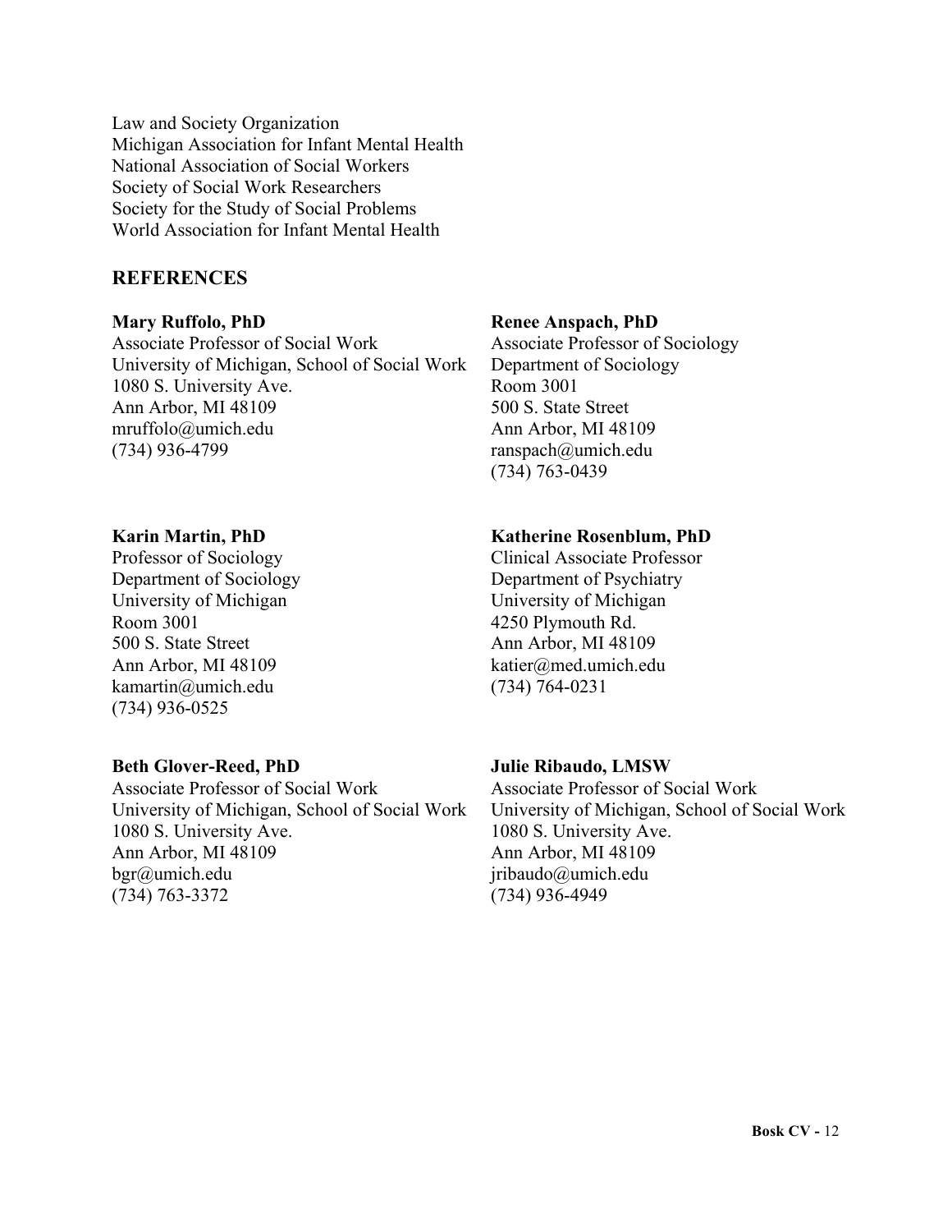Law and Society Organization
Michigan Association for Infant Mental Health
National Association of Social Workers
Society of Social Work Researchers
Society for the Study of Social Problems
World Association for Infant Mental Health

## REFERENCES

**Mary Ruffolo, PhD**
Associate Professor of Social Work
University of Michigan, School of Social Work
1080 S. University Ave.
Ann Arbor, MI 48109
mruffolo@umich.edu
(734) 936-4799

**Renee Anspach, PhD**
Associate Professor of Sociology
Department of Sociology
Room 3001
500 S. State Street
Ann Arbor, MI 48109
ranspach@umich.edu
(734) 763-0439

**Karin Martin, PhD**
Professor of Sociology
Department of Sociology
University of Michigan
Room 3001
500 S. State Street
Ann Arbor, MI 48109
kamartin@umich.edu
(734) 936-0525

**Katherine Rosenblum, PhD**
Clinical Associate Professor
Department of Psychiatry
University of Michigan
4250 Plymouth Rd.
Ann Arbor, MI 48109
katier@med.umich.edu
(734) 764-0231

**Beth Glover-Reed, PhD**
Associate Professor of Social Work
University of Michigan, School of Social Work
1080 S. University Ave.
Ann Arbor, MI 48109
bgr@umich.edu
(734) 763-3372

**Julie Ribaudo, LMSW**
Associate Professor of Social Work
University of Michigan, School of Social Work
1080 S. University Ave.
Ann Arbor, MI 48109
jribaudo@umich.edu
(734) 936-4949